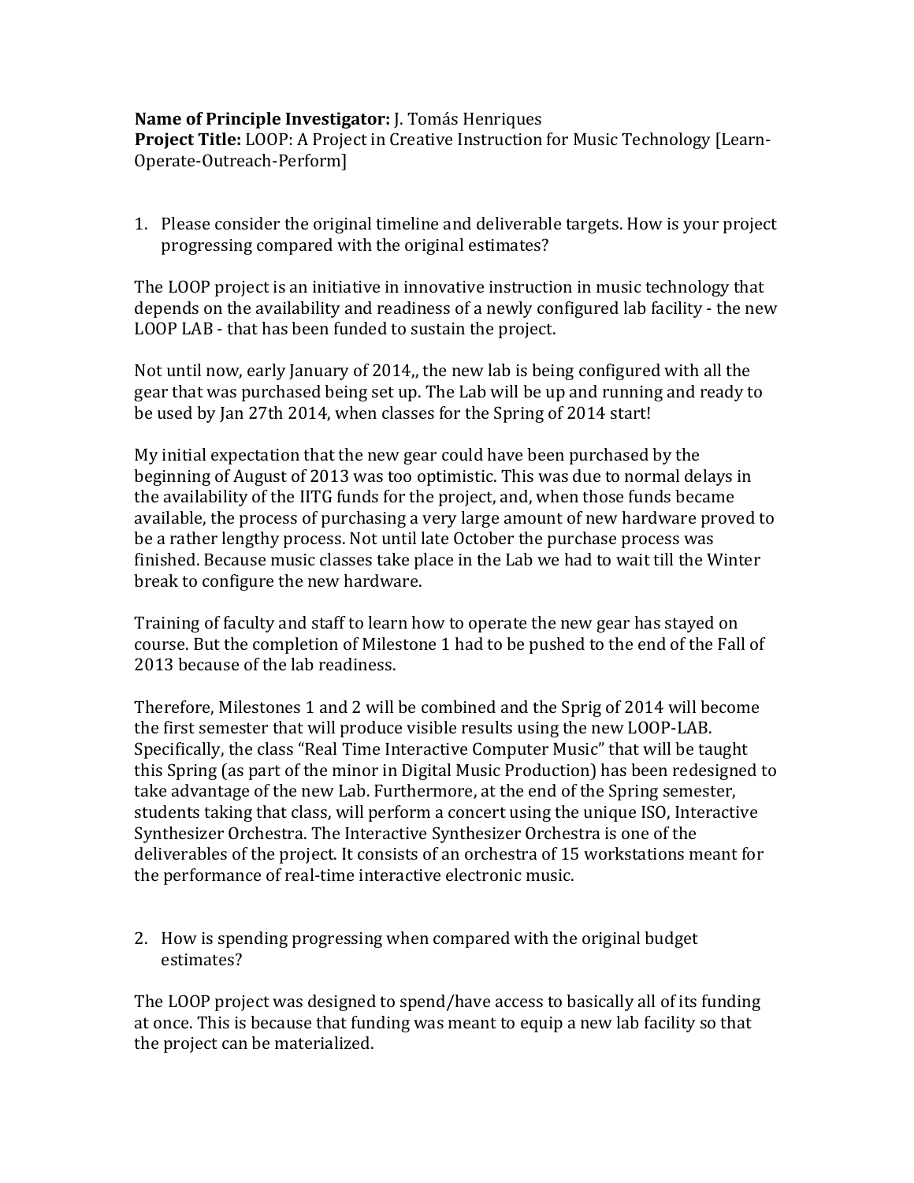**Name of Principle Investigator:** J. Tomás Henriques
**Project Title:** LOOP: A Project in Creative Instruction for Music Technology [Learn-Operate-Outreach-Perform]

1. Please consider the original timeline and deliverable targets. How is your project progressing compared with the original estimates?

The LOOP project is an initiative in innovative instruction in music technology that depends on the availability and readiness of a newly configured lab facility - the new LOOP LAB - that has been funded to sustain the project.

Not until now, early January of 2014,, the new lab is being configured with all the gear that was purchased being set up. The Lab will be up and running and ready to be used by Jan 27th 2014, when classes for the Spring of 2014 start!

My initial expectation that the new gear could have been purchased by the beginning of August of 2013 was too optimistic. This was due to normal delays in the availability of the IITG funds for the project, and, when those funds became available, the process of purchasing a very large amount of new hardware proved to be a rather lengthy process. Not until late October the purchase process was finished. Because music classes take place in the Lab we had to wait till the Winter break to configure the new hardware.

Training of faculty and staff to learn how to operate the new gear has stayed on course. But the completion of Milestone 1 had to be pushed to the end of the Fall of 2013 because of the lab readiness.

Therefore, Milestones 1 and 2 will be combined and the Sprig of 2014 will become the first semester that will produce visible results using the new LOOP-LAB. Specifically, the class "Real Time Interactive Computer Music" that will be taught this Spring (as part of the minor in Digital Music Production) has been redesigned to take advantage of the new Lab. Furthermore, at the end of the Spring semester, students taking that class, will perform a concert using the unique ISO, Interactive Synthesizer Orchestra. The Interactive Synthesizer Orchestra is one of the deliverables of the project. It consists of an orchestra of 15 workstations meant for the performance of real-time interactive electronic music.

2. How is spending progressing when compared with the original budget estimates?

The LOOP project was designed to spend/have access to basically all of its funding at once. This is because that funding was meant to equip a new lab facility so that the project can be materialized.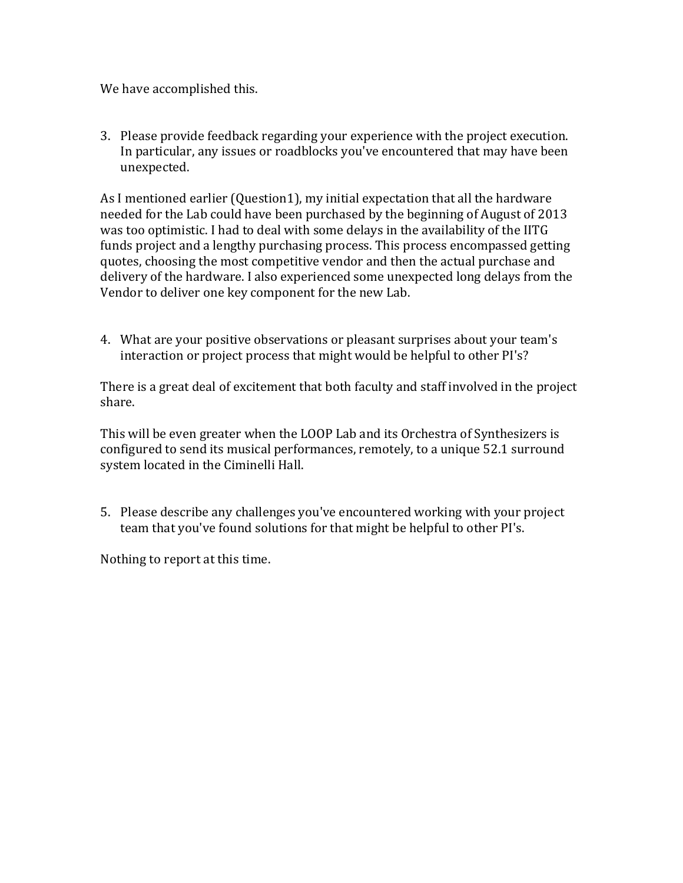We have accomplished this.

3. Please provide feedback regarding your experience with the project execution. In particular, any issues or roadblocks you've encountered that may have been unexpected.

As I mentioned earlier (Question1), my initial expectation that all the hardware needed for the Lab could have been purchased by the beginning of August of 2013 was too optimistic. I had to deal with some delays in the availability of the IITG funds project and a lengthy purchasing process. This process encompassed getting quotes, choosing the most competitive vendor and then the actual purchase and delivery of the hardware. I also experienced some unexpected long delays from the Vendor to deliver one key component for the new Lab.

4. What are your positive observations or pleasant surprises about your team's interaction or project process that might would be helpful to other PI's?

There is a great deal of excitement that both faculty and staff involved in the project share.

This will be even greater when the LOOP Lab and its Orchestra of Synthesizers is configured to send its musical performances, remotely, to a unique 52.1 surround system located in the Ciminelli Hall.

5. Please describe any challenges you've encountered working with your project team that you've found solutions for that might be helpful to other PI's.

Nothing to report at this time.